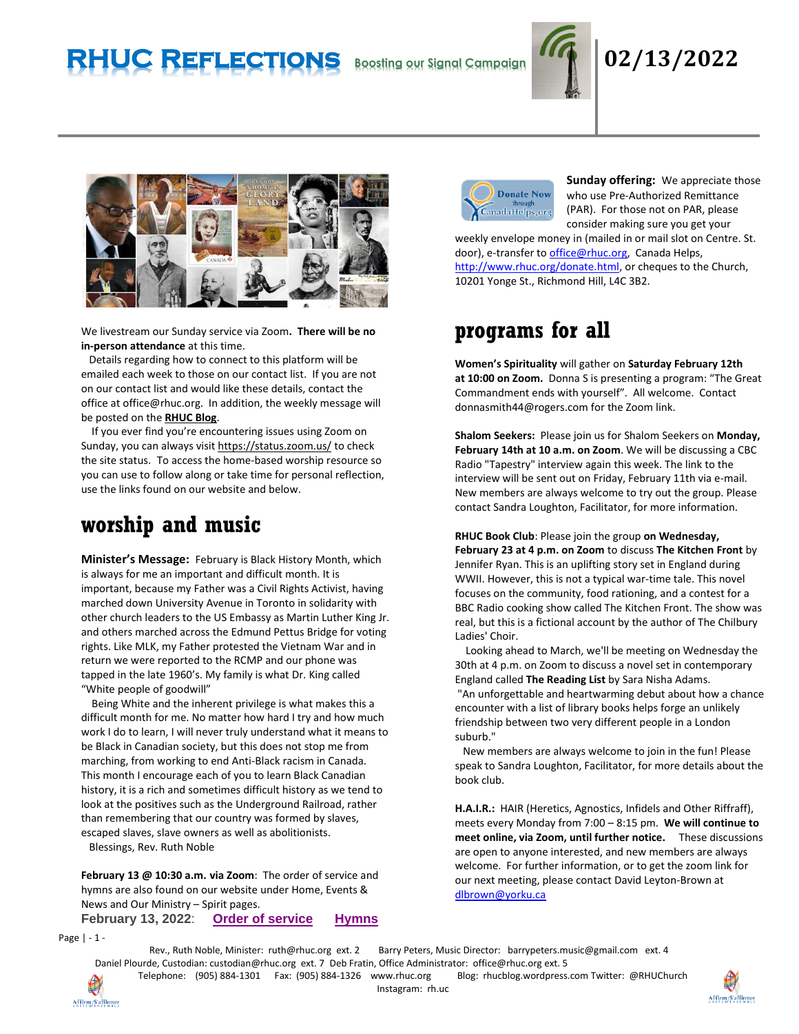# RHUC REFLECTIONS

Boosting our Signal Campaign

**02/13/2022**

We livestream our Sunday service via Zoom**. There will be no in-person attendance** at this time.

Details regarding how to connect to this platform will be emailed each week to those on our contact list. If you are not on our contact list and would like these details, contact the office at office@rhuc.org. In addition, the weekly message will be posted on the **RHUC Blog**.

If you ever find you're encountering issues using Zoom on Sunday, you can always visit https://status.zoom.us/ to check the site status. To access the home-based worship resource so you can use to follow along or take time for personal reflection, use the links found on our website and below.

## worship and music

**Minister's Message:** February is Black History Month, which is always for me an important and difficult month. It is important, because my Father was a Civil Rights Activist, having marched down University Avenue in Toronto in solidarity with other church leaders to the US Embassy as Martin Luther King Jr. and others marched across the Edmund Pettus Bridge for voting rights. Like MLK, my Father protested the Vietnam War and in return we were reported to the RCMP and our phone was tapped in the late 1960's. My family is what Dr. King called "White people of goodwill"

Being White and the inherent privilege is what makes this a difficult month for me. No matter how hard I try and how much work I do to learn, I will never truly understand what it means to be Black in Canadian society, but this does not stop me from marching, from working to end Anti-Black racism in Canada. This month I encourage each of you to learn Black Canadian history, it is a rich and sometimes difficult history as we tend to look at the positives such as the Underground Railroad, rather than remembering that our country was formed by slaves, escaped slaves, slave owners as well as abolitionists.

Blessings, Rev. Ruth Noble

**February 13 @ 10:30 a.m. via Zoom**: The order of service and hymns are also found on our website under Home, Events & News and Our Ministry – Spirit pages.

**February 13, 2022**: **Order of service** **Hymns**

Donate Now through CanadaHelps.org

**Sunday offering:** We appreciate those who use Pre-Authorized Remittance (PAR). For those not on PAR, please consider making sure you get your weekly envelope money in (mailed in or mail slot on Centre. St. door), e-transfer to office@rhuc.org, Canada Helps, http://www.rhuc.org/donate.html, or cheques to the Church, 10201 Yonge St., Richmond Hill, L4C 3B2.

## programs for all

**Women's Spirituality** will gather on **Saturday February 12th at 10:00 on Zoom.** Donna S is presenting a program: "The Great Commandment ends with yourself". All welcome. Contact donnasmith44@rogers.com for the Zoom link.

**Shalom Seekers:** Please join us for Shalom Seekers on **Monday, February 14th at 10 a.m. on Zoom**. We will be discussing a CBC Radio "Tapestry" interview again this week. The link to the interview will be sent out on Friday, February 11th via e-mail. New members are always welcome to try out the group. Please contact Sandra Loughton, Facilitator, for more information.

**RHUC Book Club**: Please join the group **on Wednesday, February 23 at 4 p.m. on Zoom** to discuss **The Kitchen Front** by Jennifer Ryan. This is an uplifting story set in England during WWII. However, this is not a typical war-time tale. This novel focuses on the community, food rationing, and a contest for a BBC Radio cooking show called The Kitchen Front. The show was real, but this is a fictional account by the author of The Chilbury Ladies' Choir.

Looking ahead to March, we'll be meeting on Wednesday the 30th at 4 p.m. on Zoom to discuss a novel set in contemporary England called **The Reading List** by Sara Nisha Adams. "An unforgettable and heartwarming debut about how a chance encounter with a list of library books helps forge an unlikely friendship between two very different people in a London suburb."

New members are always welcome to join in the fun! Please speak to Sandra Loughton, Facilitator, for more details about the book club.

**H.A.I.R.:** HAIR (Heretics, Agnostics, Infidels and Other Riffraff), meets every Monday from 7:00 – 8:15 pm. **We will continue to meet online, via Zoom, until further notice.** These discussions are open to anyone interested, and new members are always welcome. For further information, or to get the zoom link for our next meeting, please contact David Leyton-Brown at dlbrown@yorku.ca

Rev., Ruth Noble, Minister: ruth@rhuc.org ext. 2 Barry Peters, Music Director: barrypeters.music@gmail.com ext. 4
Daniel Plourde, Custodian: custodian@rhuc.org ext. 7 Deb Fratin, Office Administrator: office@rhuc.org ext. 5
Telephone: (905) 884-1301 Fax: (905) 884-1326 www.rhuc.org Blog: rhucblog.wordpress.com Twitter: @RHUChurch
Instagram: rh.uc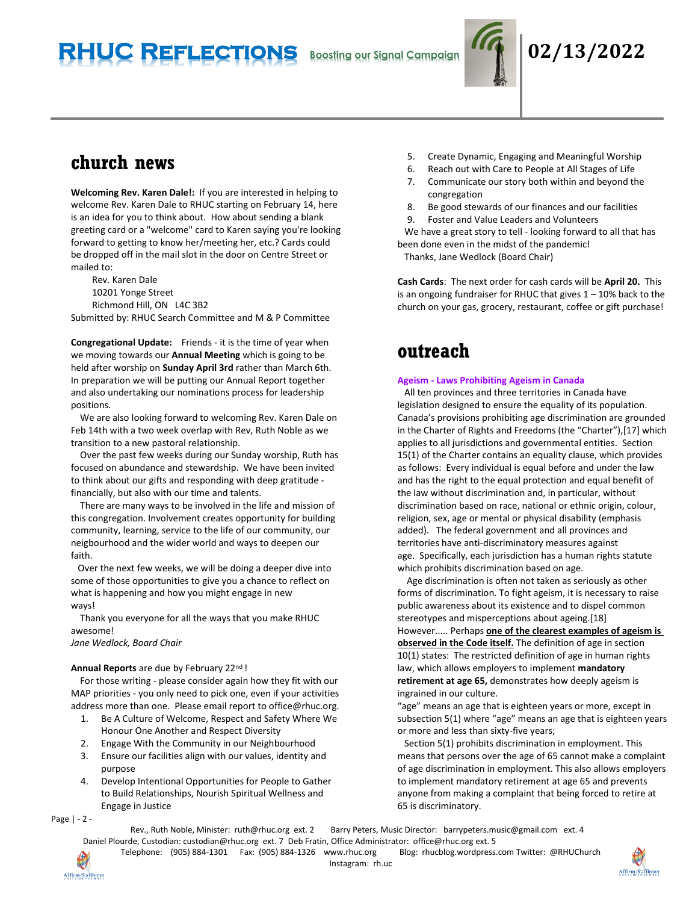# church news

**Welcoming Rev. Karen Dale!:** If you are interested in helping to welcome Rev. Karen Dale to RHUC starting on February 14, here is an idea for you to think about. How about sending a blank greeting card or a "welcome" card to Karen saying you're looking forward to getting to know her/meeting her, etc.? Cards could be dropped off in the mail slot in the door on Centre Street or mailed to:

Rev. Karen Dale
10201 Yonge Street
Richmond Hill, ON L4C 3B2

Submitted by: RHUC Search Committee and M & P Committee

**Congregational Update:** Friends - it is the time of year when we moving towards our **Annual Meeting** which is going to be held after worship on **Sunday April 3rd** rather than March 6th. In preparation we will be putting our Annual Report together and also undertaking our nominations process for leadership positions.

We are also looking forward to welcoming Rev. Karen Dale on Feb 14th with a two week overlap with Rev, Ruth Noble as we transition to a new pastoral relationship.

Over the past few weeks during our Sunday worship, Ruth has focused on abundance and stewardship. We have been invited to think about our gifts and responding with deep gratitude - financially, but also with our time and talents.

There are many ways to be involved in the life and mission of this congregation. Involvement creates opportunity for building community, learning, service to the life of our community, our neigbourhood and the wider world and ways to deepen our faith.

Over the next few weeks, we will be doing a deeper dive into some of those opportunities to give you a chance to reflect on what is happening and how you might engage in new ways!

Thank you everyone for all the ways that you make RHUC awesome!

*Jane Wedlock, Board Chair*

**Annual Reports** are due by February 22nd !

For those writing - please consider again how they fit with our MAP priorities - you only need to pick one, even if your activities address more than one. Please email report to office@rhuc.org.

1. Be A Culture of Welcome, Respect and Safety Where We Honour One Another and Respect Diversity
2. Engage With the Community in our Neighbourhood
3. Ensure our facilities align with our values, identity and purpose
4. Develop Intentional Opportunities for People to Gather to Build Relationships, Nourish Spiritual Wellness and Engage in Justice
5. Create Dynamic, Engaging and Meaningful Worship
6. Reach out with Care to People at All Stages of Life
7. Communicate our story both within and beyond the congregation
8. Be good stewards of our finances and our facilities
9. Foster and Value Leaders and Volunteers

We have a great story to tell - looking forward to all that has been done even in the midst of the pandemic!

Thanks, Jane Wedlock (Board Chair)

**Cash Cards**: The next order for cash cards will be **April 20.** This is an ongoing fundraiser for RHUC that gives 1 – 10% back to the church on your gas, grocery, restaurant, coffee or gift purchase!

# outreach

**Ageism - Laws Prohibiting Ageism in Canada**

All ten provinces and three territories in Canada have legislation designed to ensure the equality of its population. Canada's provisions prohibiting age discrimination are grounded in the Charter of Rights and Freedoms (the "Charter"),[17] which applies to all jurisdictions and governmental entities. Section 15(1) of the Charter contains an equality clause, which provides as follows: Every individual is equal before and under the law and has the right to the equal protection and equal benefit of the law without discrimination and, in particular, without discrimination based on race, national or ethnic origin, colour, religion, sex, age or mental or physical disability (emphasis added). The federal government and all provinces and territories have anti-discriminatory measures against age. Specifically, each jurisdiction has a human rights statute which prohibits discrimination based on age.

Age discrimination is often not taken as seriously as other forms of discrimination. To fight ageism, it is necessary to raise public awareness about its existence and to dispel common stereotypes and misperceptions about ageing.[18]

However..... Perhaps **one of the clearest examples of ageism is observed in the Code itself.** The definition of age in section 10(1) states: The restricted definition of age in human rights law, which allows employers to implement **mandatory retirement at age 65,** demonstrates how deeply ageism is ingrained in our culture.

"age" means an age that is eighteen years or more, except in subsection 5(1) where "age" means an age that is eighteen years or more and less than sixty-five years;

Section 5(1) prohibits discrimination in employment. This means that persons over the age of 65 cannot make a complaint of age discrimination in employment. This also allows employers to implement mandatory retirement at age 65 and prevents anyone from making a complaint that being forced to retire at 65 is discriminatory.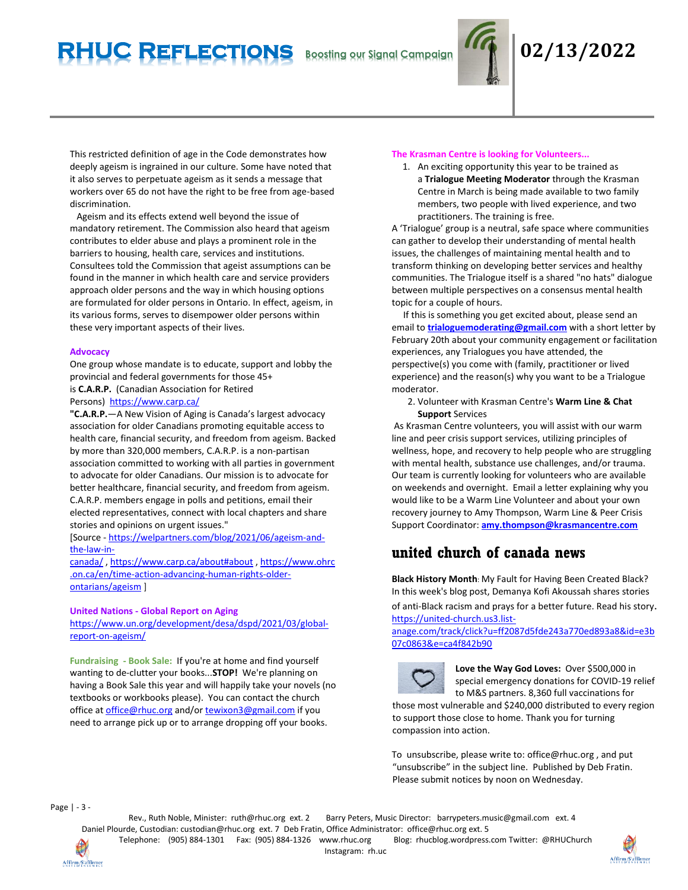This restricted definition of age in the Code demonstrates how deeply ageism is ingrained in our culture. Some have noted that it also serves to perpetuate ageism as it sends a message that workers over 65 do not have the right to be free from age-based discrimination.

Ageism and its effects extend well beyond the issue of mandatory retirement. The Commission also heard that ageism contributes to elder abuse and plays a prominent role in the barriers to housing, health care, services and institutions. Consultees told the Commission that ageist assumptions can be found in the manner in which health care and service providers approach older persons and the way in which housing options are formulated for older persons in Ontario. In effect, ageism, in its various forms, serves to disempower older persons within these very important aspects of their lives.

### Advocacy

One group whose mandate is to educate, support and lobby the provincial and federal governments for those 45+ is **C.A.R.P.** (Canadian Association for Retired Persons) https://www.carp.ca/

**"C.A.R.P.**—A New Vision of Aging is Canada's largest advocacy association for older Canadians promoting equitable access to health care, financial security, and freedom from ageism. Backed by more than 320,000 members, C.A.R.P. is a non-partisan association committed to working with all parties in government to advocate for older Canadians. Our mission is to advocate for better healthcare, financial security, and freedom from ageism. C.A.R.P. members engage in polls and petitions, email their elected representatives, connect with local chapters and share stories and opinions on urgent issues."

[Source - https://welpartners.com/blog/2021/06/ageism-and-the-law-in-canada/ , https://www.carp.ca/about#about , https://www.ohrc.on.ca/en/time-action-advancing-human-rights-older-ontarians/ageism ]

### United Nations - Global Report on Aging

https://www.un.org/development/desa/dspd/2021/03/global-report-on-ageism/

**Fundraising - Book Sale:** If you're at home and find yourself wanting to de-clutter your books...**STOP!** We're planning on having a Book Sale this year and will happily take your novels (no textbooks or workbooks please). You can contact the church office at office@rhuc.org and/or tewixon3@gmail.com if you need to arrange pick up or to arrange dropping off your books.

### The Krasman Centre is looking for Volunteers...

1. An exciting opportunity this year to be trained as a **Trialogue Meeting Moderator** through the Krasman Centre in March is being made available to two family members, two people with lived experience, and two practitioners. The training is free.

A 'Trialogue' group is a neutral, safe space where communities can gather to develop their understanding of mental health issues, the challenges of maintaining mental health and to transform thinking on developing better services and healthy communities. The Trialogue itself is a shared "no hats" dialogue between multiple perspectives on a consensus mental health topic for a couple of hours.

If this is something you get excited about, please send an email to **trialoguemoderating@gmail.com** with a short letter by February 20th about your community engagement or facilitation experiences, any Trialogues you have attended, the perspective(s) you come with (family, practitioner or lived experience) and the reason(s) why you want to be a Trialogue moderator.

2. Volunteer with Krasman Centre's **Warm Line & Chat Support** Services

As Krasman Centre volunteers, you will assist with our warm line and peer crisis support services, utilizing principles of wellness, hope, and recovery to help people who are struggling with mental health, substance use challenges, and/or trauma. Our team is currently looking for volunteers who are available on weekends and overnight. Email a letter explaining why you would like to be a Warm Line Volunteer and about your own recovery journey to Amy Thompson, Warm Line & Peer Crisis Support Coordinator: **amy.thompson@krasmancentre.com**

## united church of canada news

**Black History Month**: My Fault for Having Been Created Black? In this week's blog post, Demanya Kofi Akoussah shares stories of anti-Black racism and prays for a better future. Read his story. https://united-church.us3.list-anage.com/track/click?u=ff2087d5fde243a770ed893a8&id=e3b07c0863&e=ca4f842b90

**Love the Way God Loves:** Over $500,000 in special emergency donations for COVID-19 relief to M&S partners. 8,360 full vaccinations for those most vulnerable and $240,000 distributed to every region to support those close to home. Thank you for turning compassion into action.

To unsubscribe, please write to: office@rhuc.org , and put "unsubscribe" in the subject line. Published by Deb Fratin. Please submit notices by noon on Wednesday.

Rev., Ruth Noble, Minister: ruth@rhuc.org ext. 2 Barry Peters, Music Director: barrypeters.music@gmail.com ext. 4
Daniel Plourde, Custodian: custodian@rhuc.org ext. 7 Deb Fratin, Office Administrator: office@rhuc.org ext. 5
Telephone: (905) 884-1301 Fax: (905) 884-1326 www.rhuc.org Blog: rhucblog.wordpress.com Twitter: @RHUChurch
Instagram: rh.uc